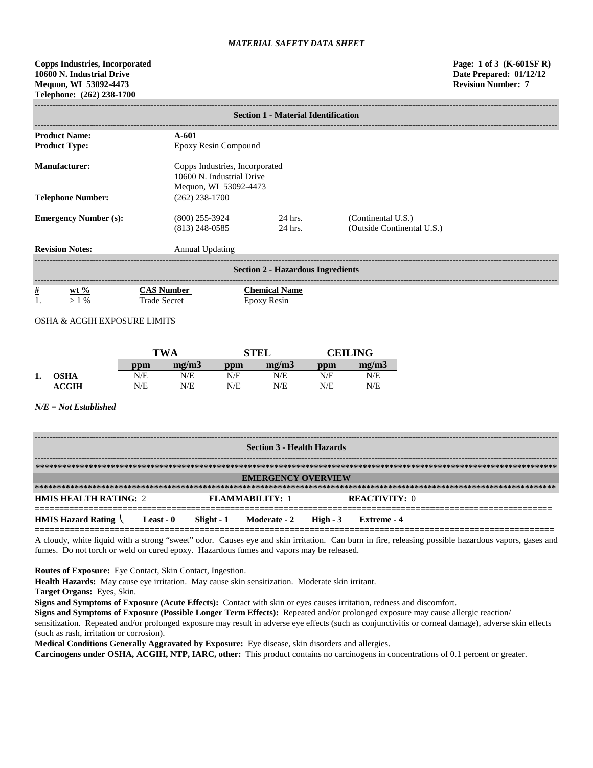*MATERIAL SAFETY DATA SHEET*

**Copps Industries, Incorporated**
**10600 N. Industrial Drive**
**Mequon, WI 53092-4473**
**Telephone: (262) 238-1700**

**Page: 1 of 3 (K-601SF R)**
**Date Prepared: 01/12/12**
**Revision Number: 7**

## Section 1 - Material Identification

| | | | |
|---|---|---|---|
| **Product Name:** | **A-601** | | |
| **Product Type:** | Epoxy Resin Compound | | |
| **Manufacturer:** | Copps Industries, Incorporated<br>10600 N. Industrial Drive<br>Mequon, WI 53092-4473 | | |
| **Telephone Number:** | (262) 238-1700 | | |
| **Emergency Number (s):** | (800) 255-3924 | 24 hrs. | (Continental U.S.) |
| | (813) 248-0585 | 24 hrs. | (Outside Continental U.S.) |
| **Revision Notes:** | Annual Updating | | |

## Section 2 - Hazardous Ingredients

| # | wt % | CAS Number | Chemical Name |
|---|---|---|---|
| 1. | > 1 % | Trade Secret | Epoxy Resin |

OSHA & ACGIH EXPOSURE LIMITS

| | | TWA | | STEL | | CEILING | |
|---|---|---|---|---|---|---|---|
| | | **ppm** | **mg/m3** | **ppm** | **mg/m3** | **ppm** | **mg/m3** |
| **1.** | **OSHA** | N/E | N/E | N/E | N/E | N/E | N/E |
| | **ACGIH** | N/E | N/E | N/E | N/E | N/E | N/E |

***N/E = Not Established***

## Section 3 - Health Hazards

### EMERGENCY OVERVIEW

**HMIS HEALTH RATING:** 2 **FLAMMABILITY:** 1 **REACTIVITY:** 0

**HMIS Hazard Rating** **Least - 0** **Slight - 1** **Moderate - 2** **High - 3** **Extreme - 4**

A cloudy, white liquid with a strong "sweet" odor. Causes eye and skin irritation. Can burn in fire, releasing possible hazardous vapors, gases and fumes. Do not torch or weld on cured epoxy. Hazardous fumes and vapors may be released.

**Routes of Exposure:** Eye Contact, Skin Contact, Ingestion.
**Health Hazards:** May cause eye irritation. May cause skin sensitization. Moderate skin irritant.
**Target Organs:** Eyes, Skin.
**Signs and Symptoms of Exposure (Acute Effects):** Contact with skin or eyes causes irritation, redness and discomfort.
**Signs and Symptoms of Exposure (Possible Longer Term Effects):** Repeated and/or prolonged exposure may cause allergic reaction/ sensitization. Repeated and/or prolonged exposure may result in adverse eye effects (such as conjunctivitis or corneal damage), adverse skin effects (such as rash, irritation or corrosion).
**Medical Conditions Generally Aggravated by Exposure:** Eye disease, skin disorders and allergies.
**Carcinogens under OSHA, ACGIH, NTP, IARC, other:** This product contains no carcinogens in concentrations of 0.1 percent or greater.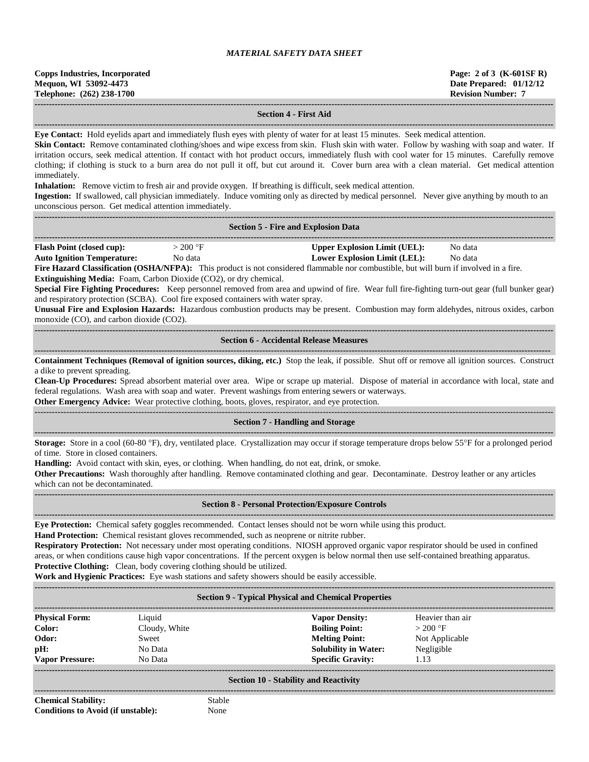## Section 4 - First Aid

**Eye Contact:** Hold eyelids apart and immediately flush eyes with plenty of water for at least 15 minutes. Seek medical attention.

**Skin Contact:** Remove contaminated clothing/shoes and wipe excess from skin. Flush skin with water. Follow by washing with soap and water. If irritation occurs, seek medical attention. If contact with hot product occurs, immediately flush with cool water for 15 minutes. Carefully remove clothing; if clothing is stuck to a burn area do not pull it off, but cut around it. Cover burn area with a clean material. Get medical attention immediately.

**Inhalation:** Remove victim to fresh air and provide oxygen. If breathing is difficult, seek medical attention.

**Ingestion:** If swallowed, call physician immediately. Induce vomiting only as directed by medical personnel. Never give anything by mouth to an unconscious person. Get medical attention immediately.

## Section 5 - Fire and Explosion Data

| | | | |
|---|---|---|---|
| **Flash Point (closed cup):** | > 200 °F | **Upper Explosion Limit (UEL):** | No data |
| **Auto Ignition Temperature:** | No data | **Lower Explosion Limit (LEL):** | No data |

**Fire Hazard Classification (OSHA/NFPA):** This product is not considered flammable nor combustible, but will burn if involved in a fire.

**Extinguishing Media:** Foam, Carbon Dioxide ($CO_2$), or dry chemical.

**Special Fire Fighting Procedures:** Keep personnel removed from area and upwind of fire. Wear full fire-fighting turn-out gear (full bunker gear) and respiratory protection (SCBA). Cool fire exposed containers with water spray.

**Unusual Fire and Explosion Hazards:** Hazardous combustion products may be present. Combustion may form aldehydes, nitrous oxides, carbon monoxide (CO), and carbon dioxide ($CO_2$).

## Section 6 - Accidental Release Measures

**Containment Techniques (Removal of ignition sources, diking, etc.)** Stop the leak, if possible. Shut off or remove all ignition sources. Construct a dike to prevent spreading.

**Clean-Up Procedures:** Spread absorbent material over area. Wipe or scrape up material. Dispose of material in accordance with local, state and federal regulations. Wash area with soap and water. Prevent washings from entering sewers or waterways.

**Other Emergency Advice:** Wear protective clothing, boots, gloves, respirator, and eye protection.

## Section 7 - Handling and Storage

**Storage:** Store in a cool (60-80 °F), dry, ventilated place. Crystallization may occur if storage temperature drops below 55°F for a prolonged period of time. Store in closed containers.

**Handling:** Avoid contact with skin, eyes, or clothing. When handling, do not eat, drink, or smoke.

**Other Precautions:** Wash thoroughly after handling. Remove contaminated clothing and gear. Decontaminate. Destroy leather or any articles which can not be decontaminated.

## Section 8 - Personal Protection/Exposure Controls

**Eye Protection:** Chemical safety goggles recommended. Contact lenses should not be worn while using this product.

**Hand Protection:** Chemical resistant gloves recommended, such as neoprene or nitrite rubber.

**Respiratory Protection:** Not necessary under most operating conditions. NIOSH approved organic vapor respirator should be used in confined areas, or when conditions cause high vapor concentrations. If the percent oxygen is below normal then use self-contained breathing apparatus.

**Protective Clothing:** Clean, body covering clothing should be utilized.

**Work and Hygienic Practices:** Eye wash stations and safety showers should be easily accessible.

## Section 9 - Typical Physical and Chemical Properties

| | | | |
|---|---|---|---|
| **Physical Form:** | Liquid | **Vapor Density:** | Heavier than air |
| **Color:** | Cloudy, White | **Boiling Point:** | > 200 °F |
| **Odor:** | Sweet | **Melting Point:** | Not Applicable |
| **pH:** | No Data | **Solubility in Water:** | Negligible |
| **Vapor Pressure:** | No Data | **Specific Gravity:** | 1.13 |

## Section 10 - Stability and Reactivity

| | |
|---|---|
| **Chemical Stability:** | Stable |
| **Conditions to Avoid (if unstable):** | None |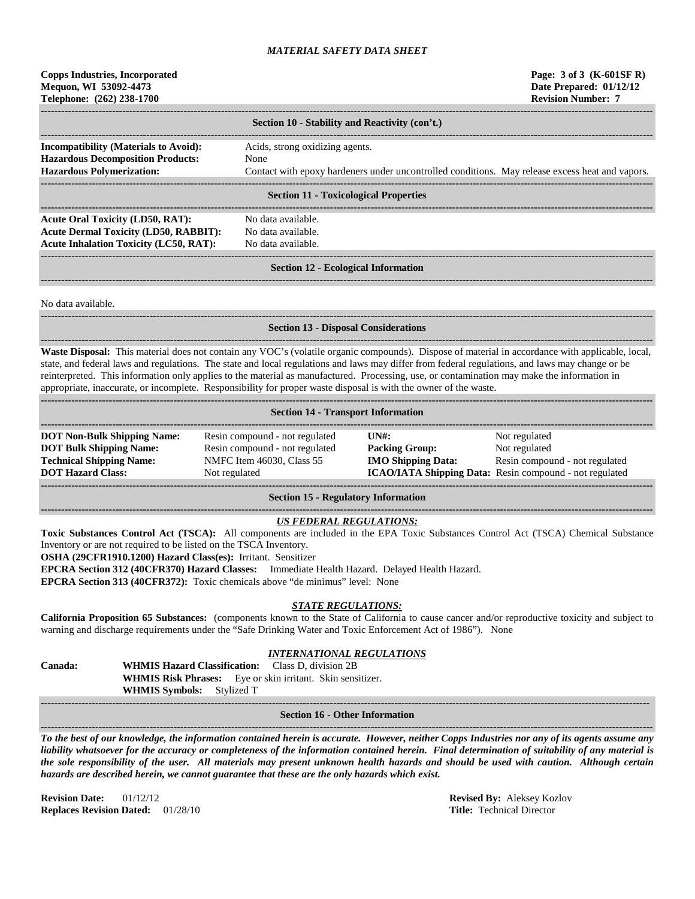*MATERIAL SAFETY DATA SHEET*

**Copps Industries, Incorporated**
**Mequon, WI 53092-4473**
**Telephone: (262) 238-1700**

**Page: 3 of 3 (K-601SF R)**
**Date Prepared: 01/12/12**
**Revision Number: 7**

## Section 10 - Stability and Reactivity (con't.)

**Incompatibility (Materials to Avoid):** Acids, strong oxidizing agents.
**Hazardous Decomposition Products:** None
**Hazardous Polymerization:** Contact with epoxy hardeners under uncontrolled conditions. May release excess heat and vapors.

## Section 11 - Toxicological Properties

**Acute Oral Toxicity (LD50, RAT):** No data available.
**Acute Dermal Toxicity (LD50, RABBIT):** No data available.
**Acute Inhalation Toxicity (LC50, RAT):** No data available.

## Section 12 - Ecological Information

No data available.

## Section 13 - Disposal Considerations

**Waste Disposal:** This material does not contain any VOC's (volatile organic compounds). Dispose of material in accordance with applicable, local, state, and federal laws and regulations. The state and local regulations and laws may differ from federal regulations, and laws may change or be reinterpreted. This information only applies to the material as manufactured. Processing, use, or contamination may make the information in appropriate, inaccurate, or incomplete. Responsibility for proper waste disposal is with the owner of the waste.

## Section 14 - Transport Information

| | | | |
|---|---|---|---|
| **DOT Non-Bulk Shipping Name:** | Resin compound - not regulated | **UN#:** | Not regulated |
| **DOT Bulk Shipping Name:** | Resin compound - not regulated | **Packing Group:** | Not regulated |
| **Technical Shipping Name:** | NMFC Item 46030, Class 55 | **IMO Shipping Data:** | Resin compound - not regulated |
| **DOT Hazard Class:** | Not regulated | **ICAO/IATA Shipping Data:** | Resin compound - not regulated |

## Section 15 - Regulatory Information

***US FEDERAL REGULATIONS:***

**Toxic Substances Control Act (TSCA):** All components are included in the EPA Toxic Substances Control Act (TSCA) Chemical Substance Inventory or are not required to be listed on the TSCA Inventory.
**OSHA (29CFR1910.1200) Hazard Class(es):** Irritant. Sensitizer
**EPCRA Section 312 (40CFR370) Hazard Classes:** Immediate Health Hazard. Delayed Health Hazard.
**EPCRA Section 313 (40CFR372):** Toxic chemicals above "de minimus" level: None

***STATE REGULATIONS:***

**California Proposition 65 Substances:** (components known to the State of California to cause cancer and/or reproductive toxicity and subject to warning and discharge requirements under the "Safe Drinking Water and Toxic Enforcement Act of 1986"). None

***INTERNATIONAL REGULATIONS***

**Canada:**
**WHMIS Hazard Classification:** Class D, division 2B
**WHMIS Risk Phrases:** Eye or skin irritant. Skin sensitizer.
**WHMIS Symbols:** Stylized T

## Section 16 - Other Information

***To the best of our knowledge, the information contained herein is accurate. However, neither Copps Industries nor any of its agents assume any liability whatsoever for the accuracy or completeness of the information contained herein. Final determination of suitability of any material is the sole responsibility of the user. All materials may present unknown health hazards and should be used with caution. Although certain hazards are described herein, we cannot guarantee that these are the only hazards which exist.***

**Revision Date:** 01/12/12
**Replaces Revision Dated:** 01/28/10

**Revised By:** Aleksey Kozlov
**Title:** Technical Director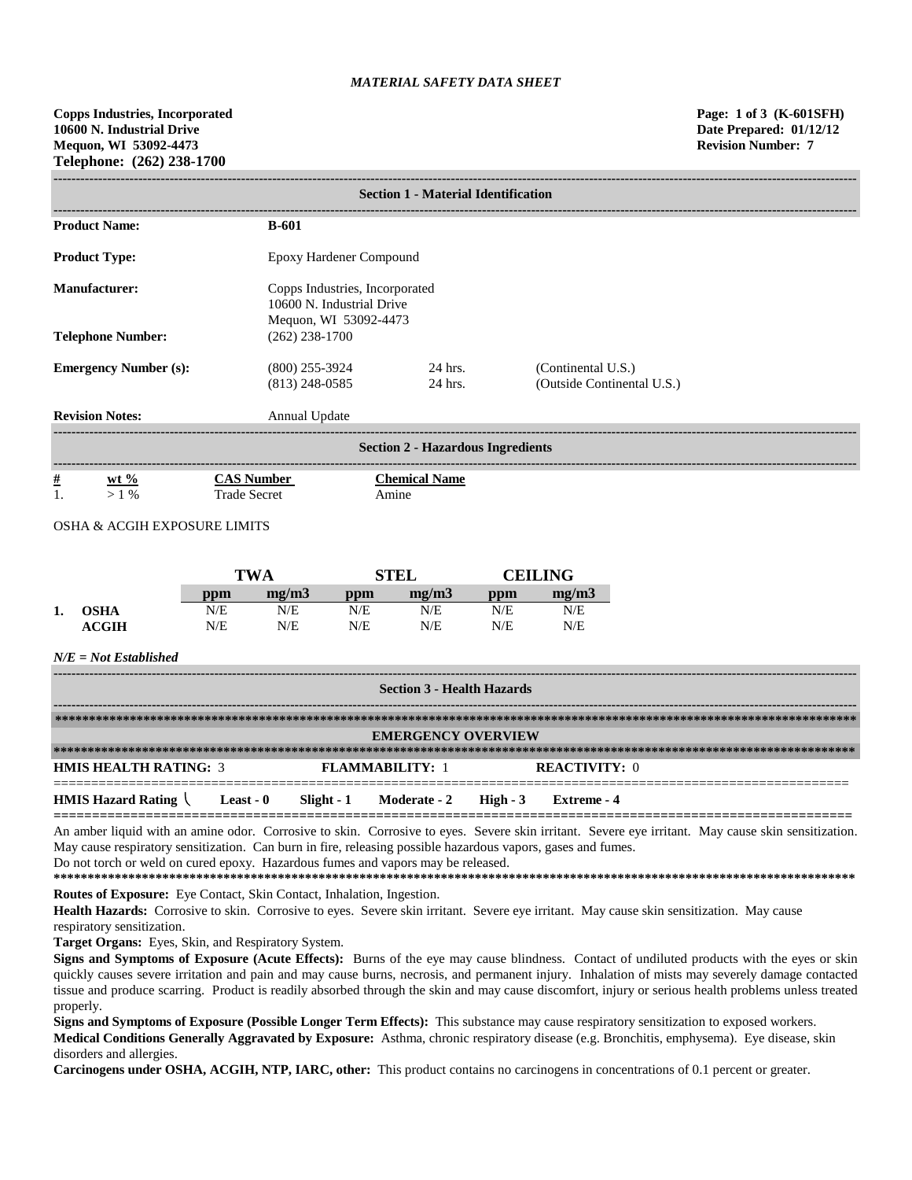*MATERIAL SAFETY DATA SHEET*

**Copps Industries, Incorporated**
**10600 N. Industrial Drive**
**Mequon, WI 53092-4473**
**Telephone: (262) 238-1700**

**Page: 1 of 3 (K-601SFH)**
**Date Prepared: 01/12/12**
**Revision Number: 7**

## Section 1 - Material Identification

| | | | |
|---|---|---|---|
| **Product Name:** | **B-601** | | |
| **Product Type:** | Epoxy Hardener Compound | | |
| **Manufacturer:** | Copps Industries, Incorporated<br>10600 N. Industrial Drive<br>Mequon, WI 53092-4473 | | |
| **Telephone Number:** | (262) 238-1700 | | |
| **Emergency Number (s):** | (800) 255-3924<br>(813) 248-0585 | 24 hrs.<br>24 hrs. | (Continental U.S.)<br>(Outside Continental U.S.) |
| **Revision Notes:** | Annual Update | | |

## Section 2 - Hazardous Ingredients

| # | wt % | CAS Number | Chemical Name |
|---|---|---|---|
| 1. | > 1 % | Trade Secret | Amine |

OSHA & ACGIH EXPOSURE LIMITS

| | | TWA | | STEL | | CEILING | |
|---|---|---|---|---|---|---|---|
| | | ppm | mg/m3 | ppm | mg/m3 | ppm | mg/m3 |
| 1. | **OSHA** | N/E | N/E | N/E | N/E | N/E | N/E |
| | **ACGIH** | N/E | N/E | N/E | N/E | N/E | N/E |

***N/E = Not Established***

## Section 3 - Health Hazards

### EMERGENCY OVERVIEW

**HMIS HEALTH RATING:** 3 **FLAMMABILITY:** 1 **REACTIVITY:** 0

**HMIS Hazard Rating** \ **Least - 0** **Slight - 1** **Moderate - 2** **High - 3** **Extreme - 4**

An amber liquid with an amine odor. Corrosive to skin. Corrosive to eyes. Severe skin irritant. Severe eye irritant. May cause skin sensitization. May cause respiratory sensitization. Can burn in fire, releasing possible hazardous vapors, gases and fumes.
Do not torch or weld on cured epoxy. Hazardous fumes and vapors may be released.

**Routes of Exposure:** Eye Contact, Skin Contact, Inhalation, Ingestion.

**Health Hazards:** Corrosive to skin. Corrosive to eyes. Severe skin irritant. Severe eye irritant. May cause skin sensitization. May cause respiratory sensitization.

**Target Organs:** Eyes, Skin, and Respiratory System.

**Signs and Symptoms of Exposure (Acute Effects):** Burns of the eye may cause blindness. Contact of undiluted products with the eyes or skin quickly causes severe irritation and pain and may cause burns, necrosis, and permanent injury. Inhalation of mists may severely damage contacted tissue and produce scarring. Product is readily absorbed through the skin and may cause discomfort, injury or serious health problems unless treated properly.

**Signs and Symptoms of Exposure (Possible Longer Term Effects):** This substance may cause respiratory sensitization to exposed workers.

**Medical Conditions Generally Aggravated by Exposure:** Asthma, chronic respiratory disease (e.g. Bronchitis, emphysema). Eye disease, skin disorders and allergies.

**Carcinogens under OSHA, ACGIH, NTP, IARC, other:** This product contains no carcinogens in concentrations of 0.1 percent or greater.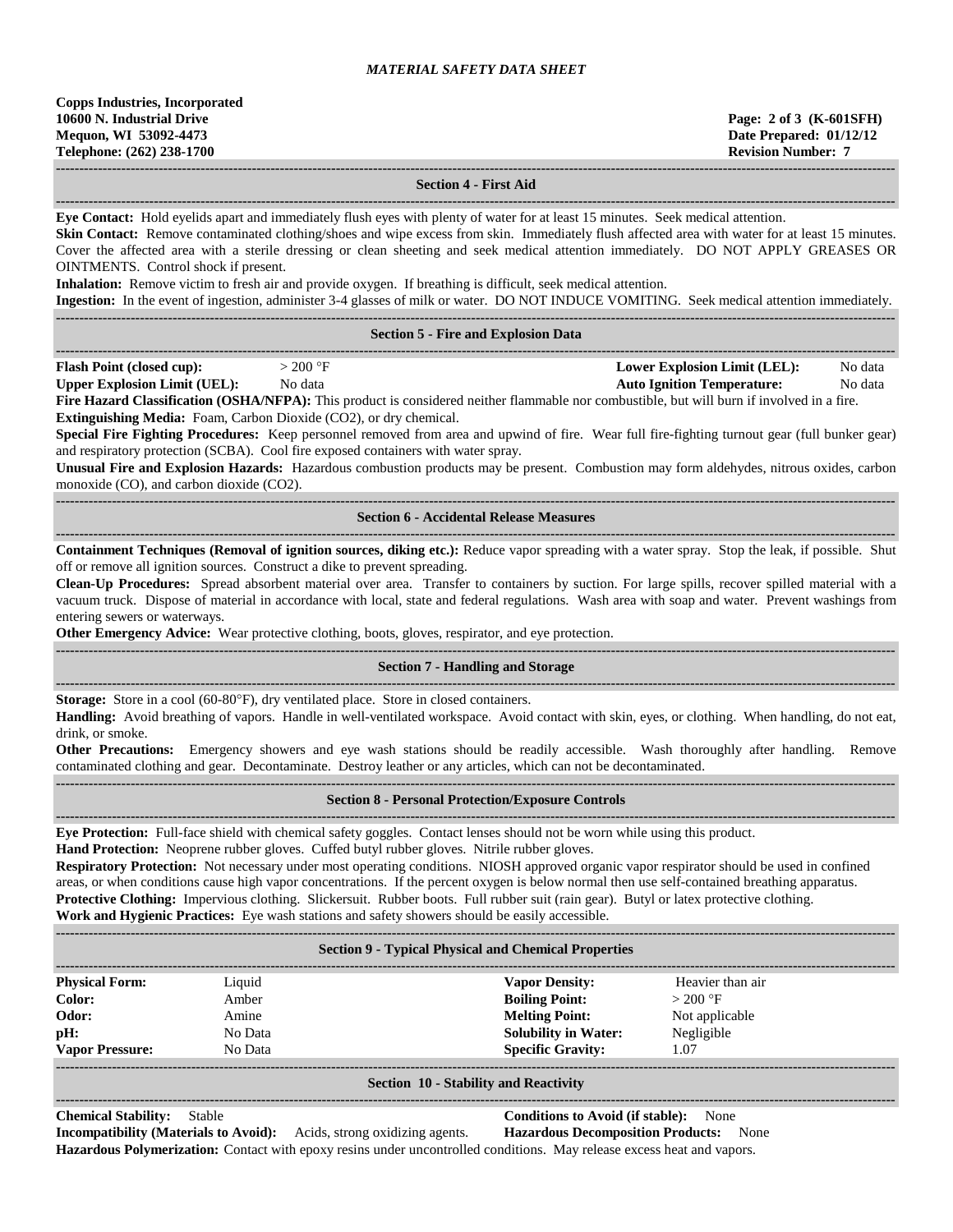## Section 4 - First Aid

**Eye Contact:** Hold eyelids apart and immediately flush eyes with plenty of water for at least 15 minutes. Seek medical attention.

**Skin Contact:** Remove contaminated clothing/shoes and wipe excess from skin. Immediately flush affected area with water for at least 15 minutes. Cover the affected area with a sterile dressing or clean sheeting and seek medical attention immediately. DO NOT APPLY GREASES OR OINTMENTS. Control shock if present.

**Inhalation:** Remove victim to fresh air and provide oxygen. If breathing is difficult, seek medical attention.

**Ingestion:** In the event of ingestion, administer 3-4 glasses of milk or water. DO NOT INDUCE VOMITING. Seek medical attention immediately.

## Section 5 - Fire and Explosion Data

| | | | |
|---|---|---|---|
| **Flash Point (closed cup):** | > 200 °F | **Lower Explosion Limit (LEL):** | No data |
| **Upper Explosion Limit (UEL):** | No data | **Auto Ignition Temperature:** | No data |

**Fire Hazard Classification (OSHA/NFPA):** This product is considered neither flammable nor combustible, but will burn if involved in a fire.

**Extinguishing Media:** Foam, Carbon Dioxide ($CO_2$), or dry chemical.

**Special Fire Fighting Procedures:** Keep personnel removed from area and upwind of fire. Wear full fire-fighting turnout gear (full bunker gear) and respiratory protection (SCBA). Cool fire exposed containers with water spray.

**Unusual Fire and Explosion Hazards:** Hazardous combustion products may be present. Combustion may form aldehydes, nitrous oxides, carbon monoxide (CO), and carbon dioxide ($CO_2$).

## Section 6 - Accidental Release Measures

**Containment Techniques (Removal of ignition sources, diking etc.):** Reduce vapor spreading with a water spray. Stop the leak, if possible. Shut off or remove all ignition sources. Construct a dike to prevent spreading.

**Clean-Up Procedures:** Spread absorbent material over area. Transfer to containers by suction. For large spills, recover spilled material with a vacuum truck. Dispose of material in accordance with local, state and federal regulations. Wash area with soap and water. Prevent washings from entering sewers or waterways.

**Other Emergency Advice:** Wear protective clothing, boots, gloves, respirator, and eye protection.

## Section 7 - Handling and Storage

**Storage:** Store in a cool (60-80°F), dry ventilated place. Store in closed containers.

**Handling:** Avoid breathing of vapors. Handle in well-ventilated workspace. Avoid contact with skin, eyes, or clothing. When handling, do not eat, drink, or smoke.

**Other Precautions:** Emergency showers and eye wash stations should be readily accessible. Wash thoroughly after handling. Remove contaminated clothing and gear. Decontaminate. Destroy leather or any articles, which can not be decontaminated.

## Section 8 - Personal Protection/Exposure Controls

**Eye Protection:** Full-face shield with chemical safety goggles. Contact lenses should not be worn while using this product.

**Hand Protection:** Neoprene rubber gloves. Cuffed butyl rubber gloves. Nitrile rubber gloves.

**Respiratory Protection:** Not necessary under most operating conditions. NIOSH approved organic vapor respirator should be used in confined areas, or when conditions cause high vapor concentrations. If the percent oxygen is below normal then use self-contained breathing apparatus.

**Protective Clothing:** Impervious clothing. Slickersuit. Rubber boots. Full rubber suit (rain gear). Butyl or latex protective clothing.

**Work and Hygienic Practices:** Eye wash stations and safety showers should be easily accessible.

## Section 9 - Typical Physical and Chemical Properties

| | | | |
|---|---|---|---|
| **Physical Form:** | Liquid | **Vapor Density:** | Heavier than air |
| **Color:** | Amber | **Boiling Point:** | > 200 °F |
| **Odor:** | Amine | **Melting Point:** | Not applicable |
| **pH:** | No Data | **Solubility in Water:** | Negligible |
| **Vapor Pressure:** | No Data | **Specific Gravity:** | 1.07 |

## Section 10 - Stability and Reactivity

**Chemical Stability:** Stable

**Conditions to Avoid (if stable):** None

**Incompatibility (Materials to Avoid):** Acids, strong oxidizing agents.

**Hazardous Decomposition Products:** None

**Hazardous Polymerization:** Contact with epoxy resins under uncontrolled conditions. May release excess heat and vapors.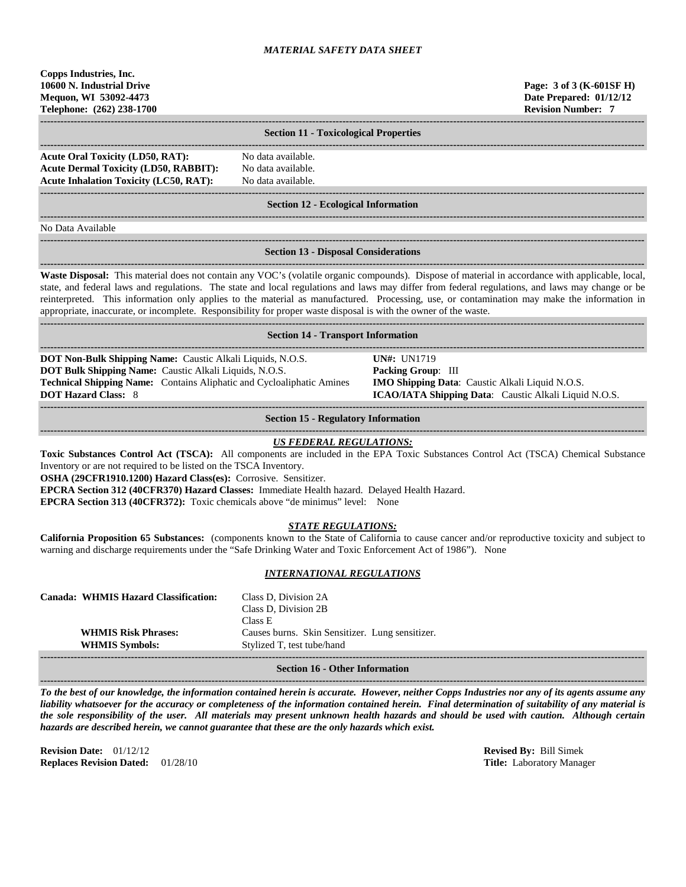*MATERIAL SAFETY DATA SHEET*

**Copps Industries, Inc.**
**10600 N. Industrial Drive**
**Mequon, WI 53092-4473**
**Telephone: (262) 238-1700**

**Page: 3 of 3 (K-601SF H)**
**Date Prepared: 01/12/12**
**Revision Number: 7**

## Section 11 - Toxicological Properties

**Acute Oral Toxicity (LD50, RAT):** No data available.
**Acute Dermal Toxicity (LD50, RABBIT):** No data available.
**Acute Inhalation Toxicity (LC50, RAT):** No data available.

## Section 12 - Ecological Information

No Data Available

## Section 13 - Disposal Considerations

**Waste Disposal:** This material does not contain any VOC's (volatile organic compounds). Dispose of material in accordance with applicable, local, state, and federal laws and regulations. The state and local regulations and laws may differ from federal regulations, and laws may change or be reinterpreted. This information only applies to the material as manufactured. Processing, use, or contamination may make the information in appropriate, inaccurate, or incomplete. Responsibility for proper waste disposal is with the owner of the waste.

## Section 14 - Transport Information

**DOT Non-Bulk Shipping Name:** Caustic Alkali Liquids, N.O.S.
**DOT Bulk Shipping Name:** Caustic Alkali Liquids, N.O.S.
**Technical Shipping Name:** Contains Aliphatic and Cycloaliphatic Amines
**DOT Hazard Class:** 8

**UN#:** UN1719
**Packing Group**: III
**IMO Shipping Data**: Caustic Alkali Liquid N.O.S.
**ICAO/IATA Shipping Data**: Caustic Alkali Liquid N.O.S.

## Section 15 - Regulatory Information

### *US FEDERAL REGULATIONS:*

**Toxic Substances Control Act (TSCA):** All components are included in the EPA Toxic Substances Control Act (TSCA) Chemical Substance Inventory or are not required to be listed on the TSCA Inventory.
**OSHA (29CFR1910.1200) Hazard Class(es):** Corrosive. Sensitizer.
**EPCRA Section 312 (40CFR370) Hazard Classes:** Immediate Health hazard. Delayed Health Hazard.
**EPCRA Section 313 (40CFR372):** Toxic chemicals above "de minimus" level: None

### *STATE REGULATIONS:*

**California Proposition 65 Substances:** (components known to the State of California to cause cancer and/or reproductive toxicity and subject to warning and discharge requirements under the "Safe Drinking Water and Toxic Enforcement Act of 1986"). None

### *INTERNATIONAL REGULATIONS*

**Canada: WHMIS Hazard Classification:** Class D, Division 2A
Class D, Division 2B
Class E
**WHMIS Risk Phrases:** Causes burns. Skin Sensitizer. Lung sensitizer.
**WHMIS Symbols:** Stylized T, test tube/hand

## Section 16 - Other Information

***To the best of our knowledge, the information contained herein is accurate. However, neither Copps Industries nor any of its agents assume any liability whatsoever for the accuracy or completeness of the information contained herein. Final determination of suitability of any material is the sole responsibility of the user. All materials may present unknown health hazards and should be used with caution. Although certain hazards are described herein, we cannot guarantee that these are the only hazards which exist.***

**Revision Date:** 01/12/12
**Replaces Revision Dated:** 01/28/10

**Revised By:** Bill Simek
**Title:** Laboratory Manager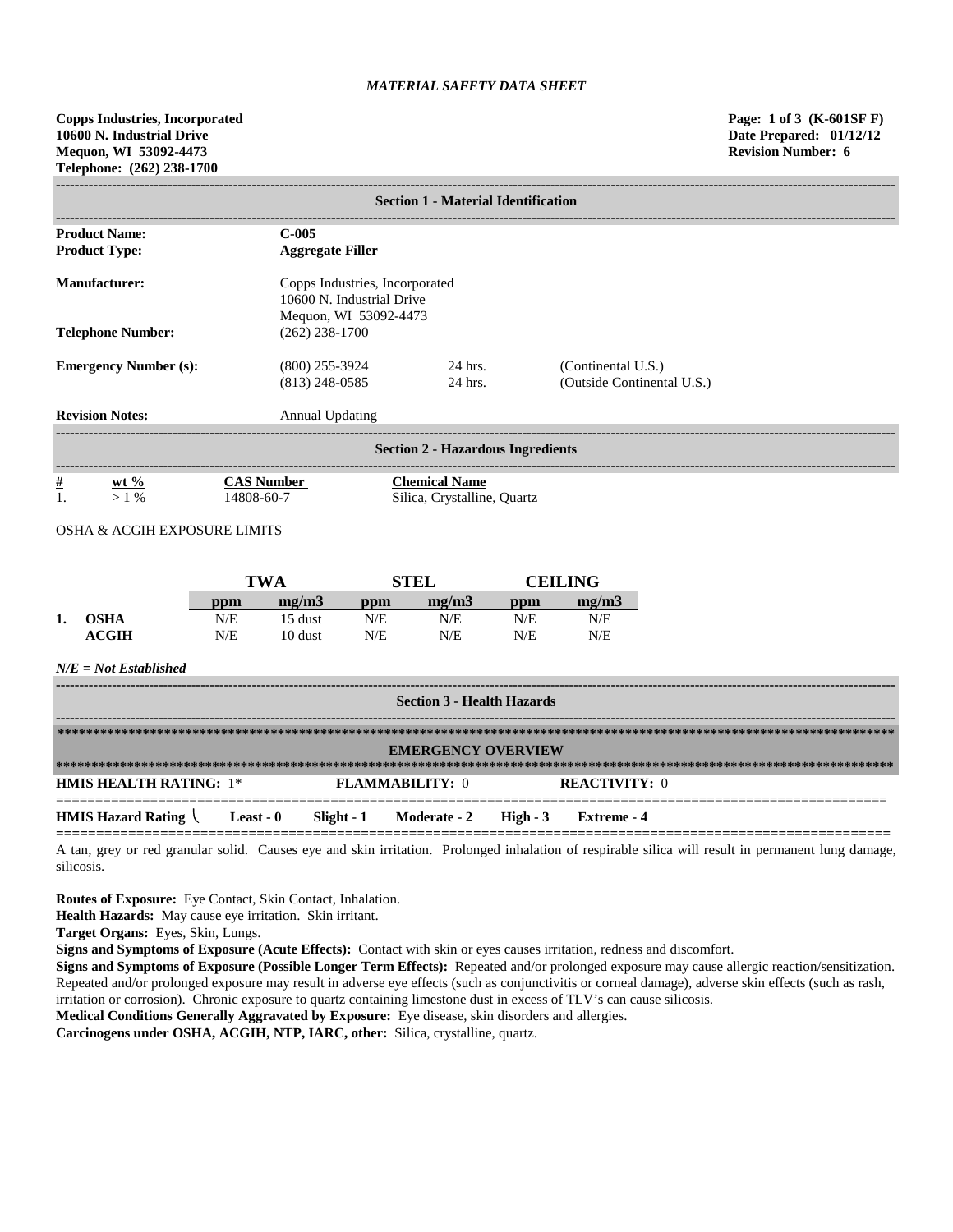*MATERIAL SAFETY DATA SHEET*

**Copps Industries, Incorporated**
**10600 N. Industrial Drive**
**Mequon, WI 53092-4473**
**Telephone: (262) 238-1700**

**Page: 1 of 3 (K-601SF F)**
**Date Prepared: 01/12/12**
**Revision Number: 6**

## Section 1 - Material Identification

| | | | |
|---|---|---|---|
| **Product Name:** | **C-005** | | |
| **Product Type:** | **Aggregate Filler** | | |
| **Manufacturer:** | Copps Industries, Incorporated<br>10600 N. Industrial Drive<br>Mequon, WI 53092-4473 | | |
| **Telephone Number:** | (262) 238-1700 | | |
| **Emergency Number (s):** | (800) 255-3924 | 24 hrs. | (Continental U.S.) |
| | (813) 248-0585 | 24 hrs. | (Outside Continental U.S.) |
| **Revision Notes:** | Annual Updating | | |

## Section 2 - Hazardous Ingredients

| # | wt % | CAS Number | Chemical Name |
|---|---|---|---|
| 1. | > 1 % | 14808-60-7 | Silica, Crystalline, Quartz |

OSHA & ACGIH EXPOSURE LIMITS

| | | TWA | | STEL | | CEILING | |
|---|---|---|---|---|---|---|---|
| | | **ppm** | **mg/m3** | **ppm** | **mg/m3** | **ppm** | **mg/m3** |
| **1.** | **OSHA** | N/E | 15 dust | N/E | N/E | N/E | N/E |
| | **ACGIH** | N/E | 10 dust | N/E | N/E | N/E | N/E |

***N/E = Not Established***

## Section 3 - Health Hazards

**EMERGENCY OVERVIEW**

**HMIS HEALTH RATING:** 1* **FLAMMABILITY:** 0 **REACTIVITY:** 0

**HMIS Hazard Rating** **Least - 0** **Slight - 1** **Moderate - 2** **High - 3** **Extreme - 4**

A tan, grey or red granular solid. Causes eye and skin irritation. Prolonged inhalation of respirable silica will result in permanent lung damage, silicosis.

**Routes of Exposure:** Eye Contact, Skin Contact, Inhalation.
**Health Hazards:** May cause eye irritation. Skin irritant.
**Target Organs:** Eyes, Skin, Lungs.
**Signs and Symptoms of Exposure (Acute Effects):** Contact with skin or eyes causes irritation, redness and discomfort.
**Signs and Symptoms of Exposure (Possible Longer Term Effects):** Repeated and/or prolonged exposure may cause allergic reaction/sensitization. Repeated and/or prolonged exposure may result in adverse eye effects (such as conjunctivitis or corneal damage), adverse skin effects (such as rash, irritation or corrosion). Chronic exposure to quartz containing limestone dust in excess of TLV's can cause silicosis.
**Medical Conditions Generally Aggravated by Exposure:** Eye disease, skin disorders and allergies.
**Carcinogens under OSHA, ACGIH, NTP, IARC, other:** Silica, crystalline, quartz.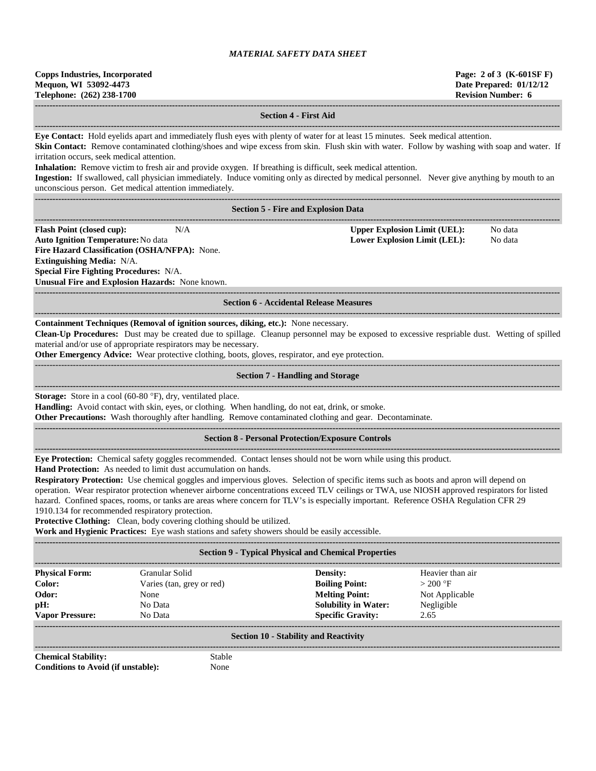*MATERIAL SAFETY DATA SHEET*

**Copps Industries, Incorporated**
**Mequon, WI 53092-4473**
**Telephone: (262) 238-1700**

**Page: 2 of 3 (K-601SF F)**
**Date Prepared: 01/12/12**
**Revision Number: 6**

## Section 4 - First Aid

**Eye Contact:** Hold eyelids apart and immediately flush eyes with plenty of water for at least 15 minutes. Seek medical attention.
**Skin Contact:** Remove contaminated clothing/shoes and wipe excess from skin. Flush skin with water. Follow by washing with soap and water. If irritation occurs, seek medical attention.
**Inhalation:** Remove victim to fresh air and provide oxygen. If breathing is difficult, seek medical attention.
**Ingestion:** If swallowed, call physician immediately. Induce vomiting only as directed by medical personnel. Never give anything by mouth to an unconscious person. Get medical attention immediately.

## Section 5 - Fire and Explosion Data

**Flash Point (closed cup):** N/A
**Upper Explosion Limit (UEL):** No data
**Auto Ignition Temperature:** No data
**Lower Explosion Limit (LEL):** No data
**Fire Hazard Classification (OSHA/NFPA):** None.
**Extinguishing Media:** N/A.
**Special Fire Fighting Procedures:** N/A.
**Unusual Fire and Explosion Hazards:** None known.

## Section 6 - Accidental Release Measures

**Containment Techniques (Removal of ignition sources, diking, etc.):** None necessary.
**Clean-Up Procedures:** Dust may be created due to spillage. Cleanup personnel may be exposed to excessive respriable dust. Wetting of spilled material and/or use of appropriate respirators may be necessary.
**Other Emergency Advice:** Wear protective clothing, boots, gloves, respirator, and eye protection.

## Section 7 - Handling and Storage

**Storage:** Store in a cool (60-80 °F), dry, ventilated place.
**Handling:** Avoid contact with skin, eyes, or clothing. When handling, do not eat, drink, or smoke.
**Other Precautions:** Wash thoroughly after handling. Remove contaminated clothing and gear. Decontaminate.

## Section 8 - Personal Protection/Exposure Controls

**Eye Protection:** Chemical safety goggles recommended. Contact lenses should not be worn while using this product.
**Hand Protection:** As needed to limit dust accumulation on hands.
**Respiratory Protection:** Use chemical goggles and impervious gloves. Selection of specific items such as boots and apron will depend on operation. Wear respirator protection whenever airborne concentrations exceed TLV ceilings or TWA, use NIOSH approved respirators for listed hazard. Confined spaces, rooms, or tanks are areas where concern for TLV's is especially important. Reference OSHA Regulation CFR 29 1910.134 for recommended respiratory protection.
**Protective Clothing:** Clean, body covering clothing should be utilized.
**Work and Hygienic Practices:** Eye wash stations and safety showers should be easily accessible.

## Section 9 - Typical Physical and Chemical Properties

| | | | |
|---|---|---|---|
| **Physical Form:** | Granular Solid | **Density:** | Heavier than air |
| **Color:** | Varies (tan, grey or red) | **Boiling Point:** | > 200 °F |
| **Odor:** | None | **Melting Point:** | Not Applicable |
| **pH:** | No Data | **Solubility in Water:** | Negligible |
| **Vapor Pressure:** | No Data | **Specific Gravity:** | 2.65 |

## Section 10 - Stability and Reactivity

**Chemical Stability:** Stable
**Conditions to Avoid (if unstable):** None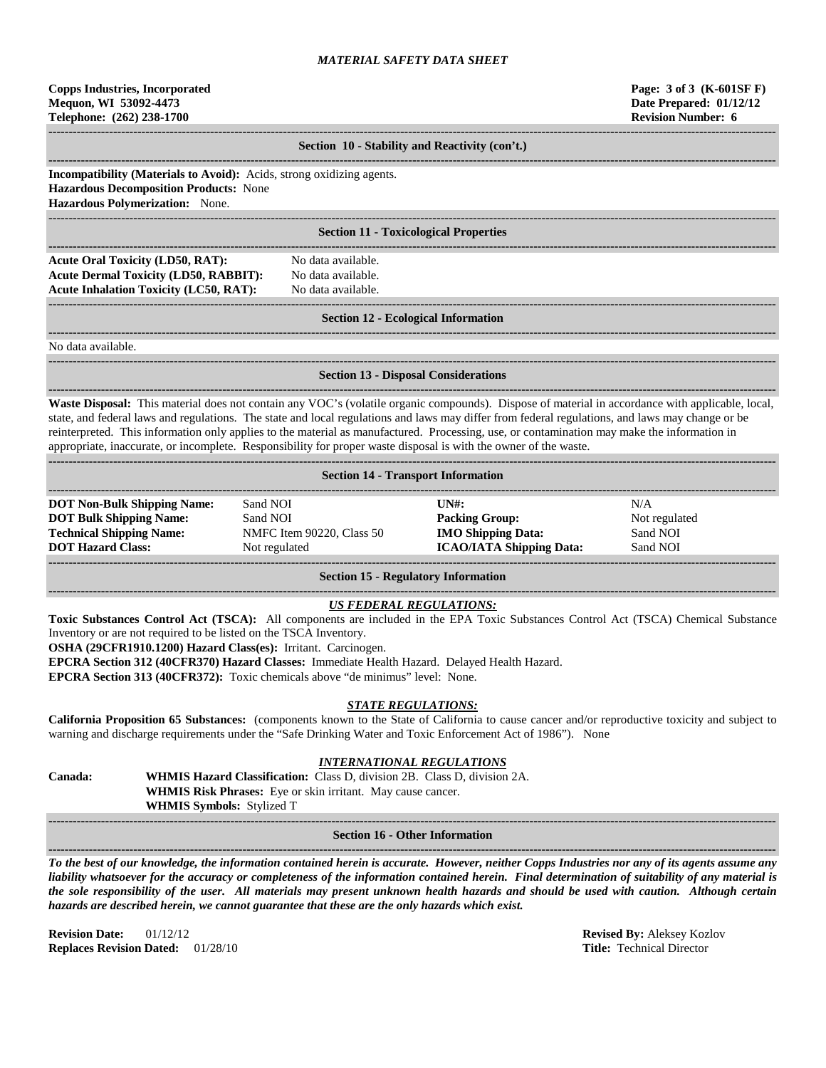*MATERIAL SAFETY DATA SHEET*

**Copps Industries, Incorporated**
**Mequon, WI 53092-4473**
**Telephone: (262) 238-1700**

**Page: 3 of 3 (K-601SF F)**
**Date Prepared: 01/12/12**
**Revision Number: 6**

## Section 10 - Stability and Reactivity (con't.)

**Incompatibility (Materials to Avoid):** Acids, strong oxidizing agents.
**Hazardous Decomposition Products:** None
**Hazardous Polymerization:** None.

## Section 11 - Toxicological Properties

| | |
|---|---|
| **Acute Oral Toxicity (LD50, RAT):** | No data available. |
| **Acute Dermal Toxicity (LD50, RABBIT):** | No data available. |
| **Acute Inhalation Toxicity (LC50, RAT):** | No data available. |

## Section 12 - Ecological Information

No data available.

## Section 13 - Disposal Considerations

**Waste Disposal:** This material does not contain any VOC's (volatile organic compounds). Dispose of material in accordance with applicable, local, state, and federal laws and regulations. The state and local regulations and laws may differ from federal regulations, and laws may change or be reinterpreted. This information only applies to the material as manufactured. Processing, use, or contamination may make the information in appropriate, inaccurate, or incomplete. Responsibility for proper waste disposal is with the owner of the waste.

## Section 14 - Transport Information

| | | | |
|---|---|---|---|
| **DOT Non-Bulk Shipping Name:** | Sand NOI | **UN#:** | N/A |
| **DOT Bulk Shipping Name:** | Sand NOI | **Packing Group:** | Not regulated |
| **Technical Shipping Name:** | NMFC Item 90220, Class 50 | **IMO Shipping Data:** | Sand NOI |
| **DOT Hazard Class:** | Not regulated | **ICAO/IATA Shipping Data:** | Sand NOI |

## Section 15 - Regulatory Information

***US FEDERAL REGULATIONS:***

**Toxic Substances Control Act (TSCA):** All components are included in the EPA Toxic Substances Control Act (TSCA) Chemical Substance Inventory or are not required to be listed on the TSCA Inventory.
**OSHA (29CFR1910.1200) Hazard Class(es):** Irritant. Carcinogen.
**EPCRA Section 312 (40CFR370) Hazard Classes:** Immediate Health Hazard. Delayed Health Hazard.
**EPCRA Section 313 (40CFR372):** Toxic chemicals above "de minimus" level: None.

***STATE REGULATIONS:***

**California Proposition 65 Substances:** (components known to the State of California to cause cancer and/or reproductive toxicity and subject to warning and discharge requirements under the "Safe Drinking Water and Toxic Enforcement Act of 1986"). None

***INTERNATIONAL REGULATIONS***

**Canada:**
**WHMIS Hazard Classification:** Class D, division 2B. Class D, division 2A.
**WHMIS Risk Phrases:** Eye or skin irritant. May cause cancer.
**WHMIS Symbols:** Stylized T

## Section 16 - Other Information

***To the best of our knowledge, the information contained herein is accurate. However, neither Copps Industries nor any of its agents assume any liability whatsoever for the accuracy or completeness of the information contained herein. Final determination of suitability of any material is the sole responsibility of the user. All materials may present unknown health hazards and should be used with caution. Although certain hazards are described herein, we cannot guarantee that these are the only hazards which exist.***

**Revision Date:** 01/12/12
**Replaces Revision Dated:** 01/28/10

**Revised By:** Aleksey Kozlov
**Title:** Technical Director